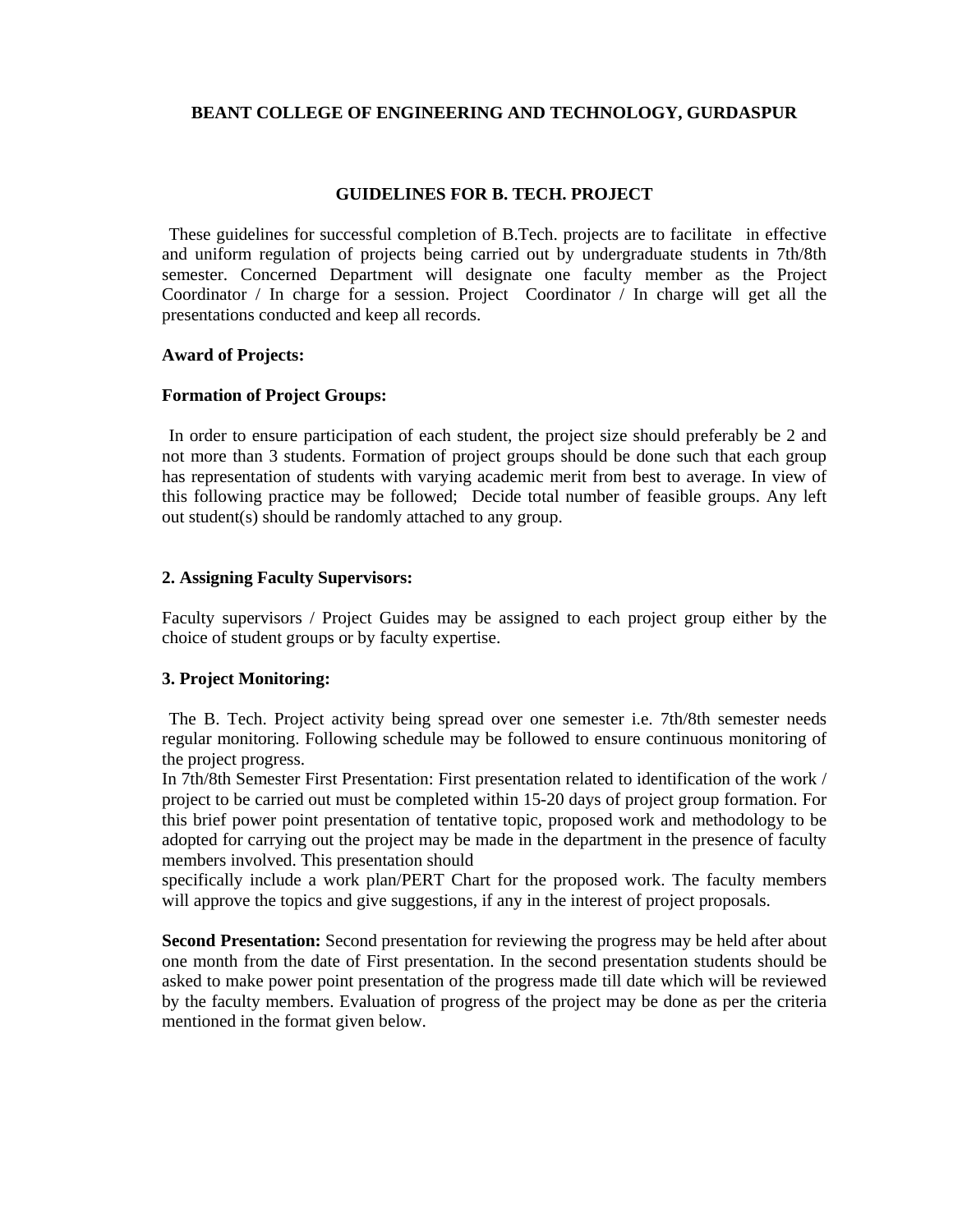# BEANT COLLEGE OF ENGINEERING AND TECHNOLOGY, GURDASPUR

## GUIDELINES FOR B. TECH. PROJECT

These guidelines for successful completion of B.Tech. projects are to facilitate in effective and uniform regulation of projects being carried out by undergraduate students in 7th/8th semester. Concerned Department will designate one faculty member as the Project Coordinator / In charge for a session. Project Coordinator / In charge will get all the presentations conducted and keep all records.

**Award of Projects:**

**Formation of Project Groups:**

In order to ensure participation of each student, the project size should preferably be 2 and not more than 3 students. Formation of project groups should be done such that each group has representation of students with varying academic merit from best to average. In view of this following practice may be followed; Decide total number of feasible groups. Any left out student(s) should be randomly attached to any group.

**2. Assigning Faculty Supervisors:**

Faculty supervisors / Project Guides may be assigned to each project group either by the choice of student groups or by faculty expertise.

**3. Project Monitoring:**

The B. Tech. Project activity being spread over one semester i.e. 7th/8th semester needs regular monitoring. Following schedule may be followed to ensure continuous monitoring of the project progress.

In 7th/8th Semester First Presentation: First presentation related to identification of the work / project to be carried out must be completed within 15-20 days of project group formation. For this brief power point presentation of tentative topic, proposed work and methodology to be adopted for carrying out the project may be made in the department in the presence of faculty members involved. This presentation should specifically include a work plan/PERT Chart for the proposed work. The faculty members will approve the topics and give suggestions, if any in the interest of project proposals.

**Second Presentation:** Second presentation for reviewing the progress may be held after about one month from the date of First presentation. In the second presentation students should be asked to make power point presentation of the progress made till date which will be reviewed by the faculty members. Evaluation of progress of the project may be done as per the criteria mentioned in the format given below.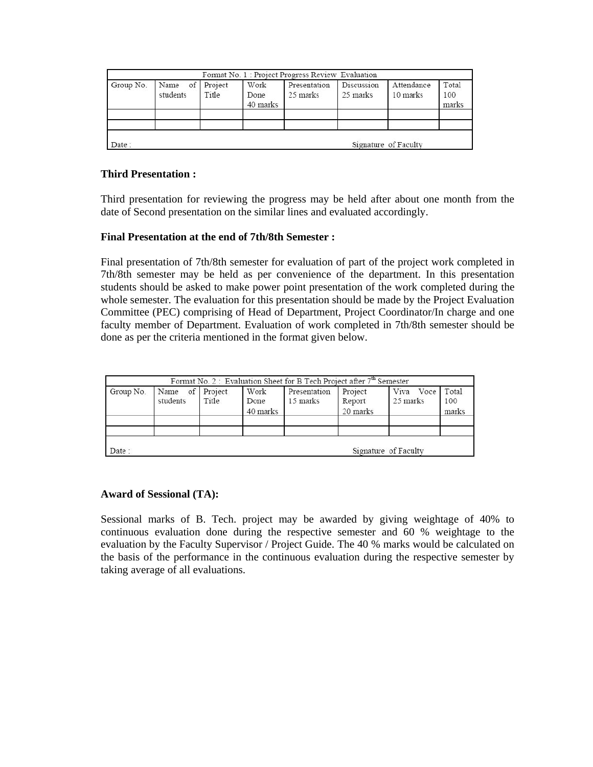| Format No. 1 : Project Progress Review Evaluation | | | | | | | |
|---|---|---|---|---|---|---|---|
| Group No. | Name of students | Project Title | Work Done 40 marks | Presentation 25 marks | Discussion 25 marks | Attendance 10 marks | Total 100 marks |
| | | | | | | | |
| | | | | | | | |
| Date : | | | | | | Signature of Faculty | |

**Third Presentation :**

Third presentation for reviewing the progress may be held after about one month from the date of Second presentation on the similar lines and evaluated accordingly.

**Final Presentation at the end of 7th/8th Semester :**

Final presentation of 7th/8th semester for evaluation of part of the project work completed in 7th/8th semester may be held as per convenience of the department. In this presentation students should be asked to make power point presentation of the work completed during the whole semester. The evaluation for this presentation should be made by the Project Evaluation Committee (PEC) comprising of Head of Department, Project Coordinator/In charge and one faculty member of Department. Evaluation of work completed in 7th/8th semester should be done as per the criteria mentioned in the format given below.

| Format No. 2 : Evaluation Sheet for B Tech Project after 7th Semester | | | | | | | |
|---|---|---|---|---|---|---|---|
| Group No. | Name of students | Project Title | Work Done 40 marks | Presentation 15 marks | Project Report 20 marks | Viva Voce 25 marks | Total 100 marks |
| | | | | | | | |
| | | | | | | | |
| Date : | | | | | | Signature of Faculty | |

**Award of Sessional (TA):**

Sessional marks of B. Tech. project may be awarded by giving weightage of 40% to continuous evaluation done during the respective semester and 60 % weightage to the evaluation by the Faculty Supervisor / Project Guide. The 40 % marks would be calculated on the basis of the performance in the continuous evaluation during the respective semester by taking average of all evaluations.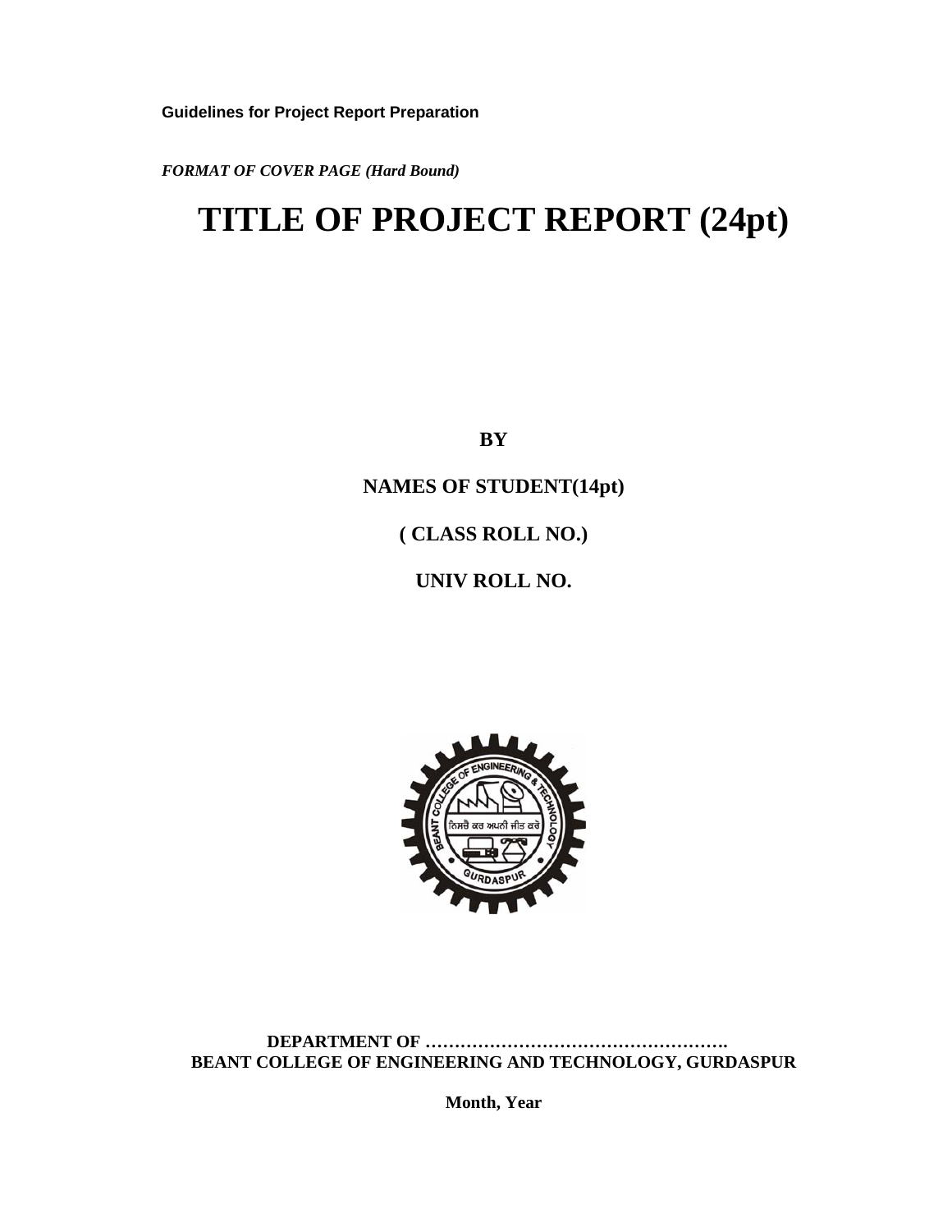**Guidelines for Project Report Preparation**

***FORMAT OF COVER PAGE (Hard Bound)***

# TITLE OF PROJECT REPORT (24pt)

**BY**

**NAMES OF STUDENT(14pt)**

**( CLASS ROLL NO.)**

**UNIV ROLL NO.**

**DEPARTMENT OF …………………………………………….**
**BEANT COLLEGE OF ENGINEERING AND TECHNOLOGY, GURDASPUR**

**Month, Year**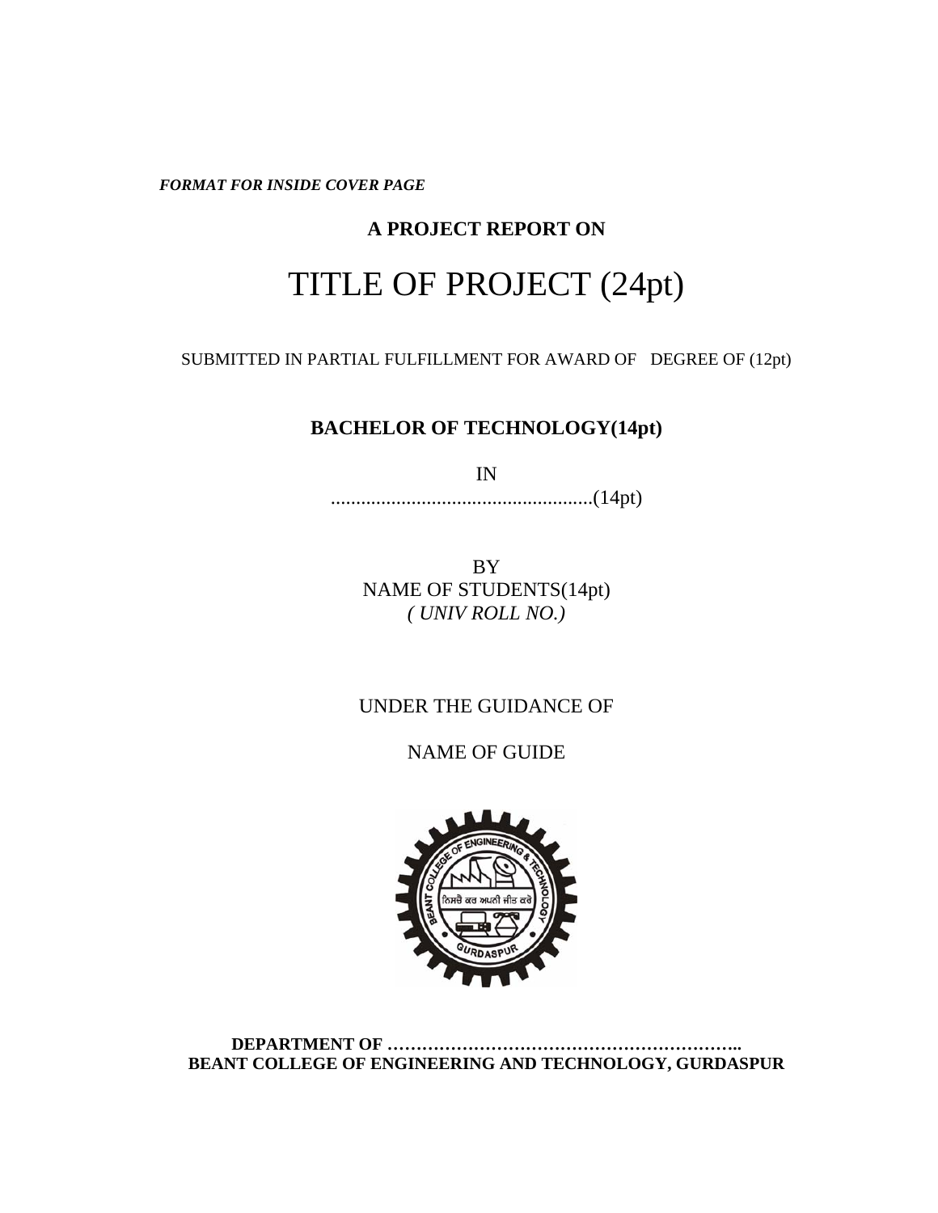*FORMAT FOR INSIDE COVER PAGE*

**A PROJECT REPORT ON**

# TITLE OF PROJECT (24pt)

SUBMITTED IN PARTIAL FULFILLMENT FOR AWARD OF DEGREE OF (12pt)

**BACHELOR OF TECHNOLOGY(14pt)**

IN

....................................................(14pt)

BY

NAME OF STUDENTS(14pt)

*( UNIV ROLL NO.)*

UNDER THE GUIDANCE OF

NAME OF GUIDE

**DEPARTMENT OF …………………………………………………..**

**BEANT COLLEGE OF ENGINEERING AND TECHNOLOGY, GURDASPUR**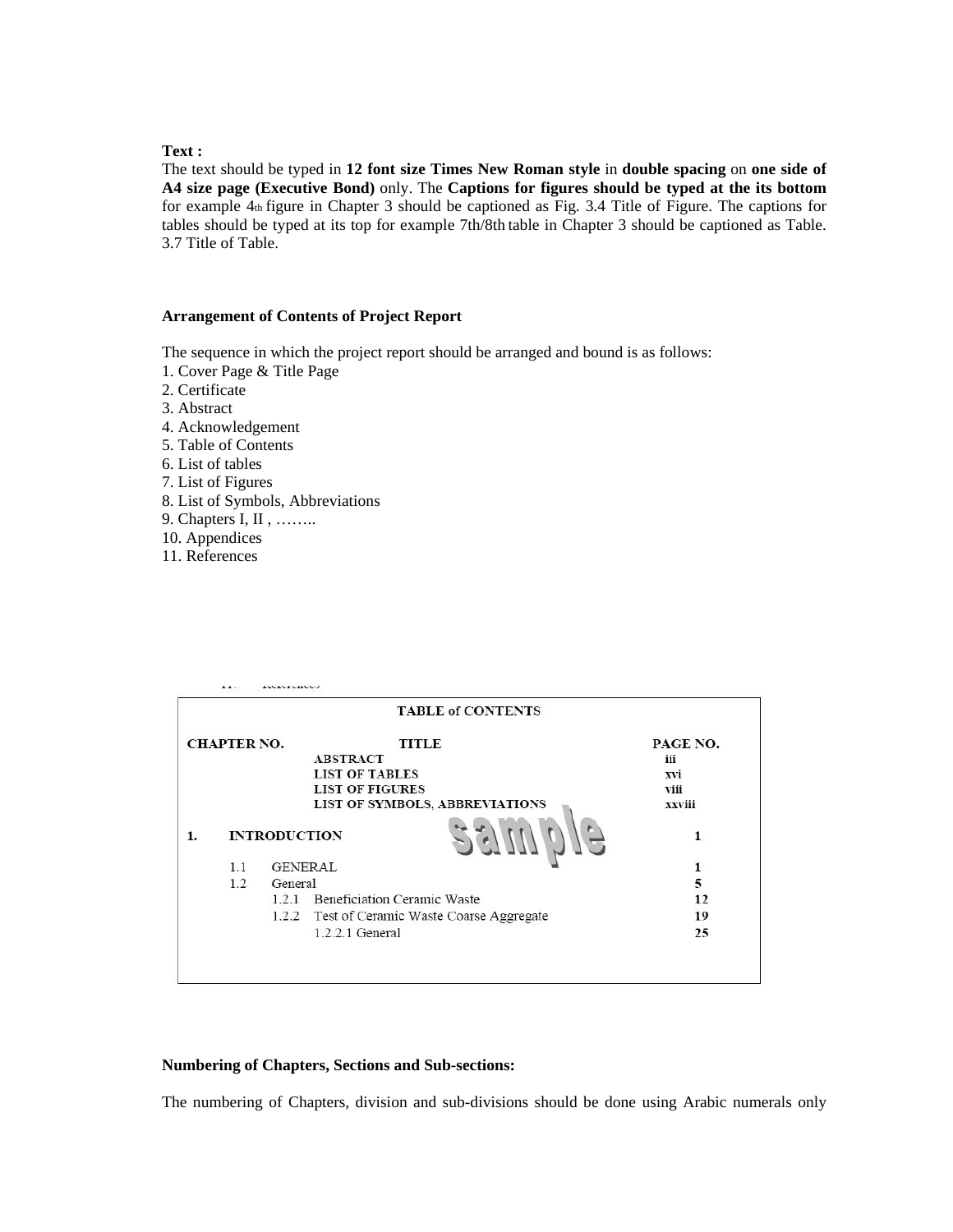**Text :**

The text should be typed in **12 font size Times New Roman style** in **double spacing** on **one side of A4 size page (Executive Bond)** only. The **Captions for figures should be typed at the its bottom** for example 4th figure in Chapter 3 should be captioned as Fig. 3.4 Title of Figure. The captions for tables should be typed at its top for example 7th/8th table in Chapter 3 should be captioned as Table. 3.7 Title of Table.

**Arrangement of Contents of Project Report**

The sequence in which the project report should be arranged and bound is as follows:

1. Cover Page & Title Page
2. Certificate
3. Abstract
4. Acknowledgement
5. Table of Contents
6. List of tables
7. List of Figures
8. List of Symbols, Abbreviations
9. Chapters I, II , ……..
10. Appendices
11. References

**TABLE of CONTENTS**

| CHAPTER NO. | TITLE | PAGE NO. |
|---|---|---|
| | ABSTRACT | iii |
| | LIST OF TABLES | xvi |
| | LIST OF FIGURES | viii |
| | LIST OF SYMBOLS, ABBREVIATIONS | xxviii |
| 1. | INTRODUCTION | 1 |
| | 1.1 GENERAL | 1 |
| | 1.2 General | 5 |
| | 1.2.1 Beneficiation Ceramic Waste | 12 |
| | 1.2.2 Test of Ceramic Waste Coarse Aggregate | 19 |
| | 1.2.2.1 General | 25 |

**Numbering of Chapters, Sections and Sub-sections:**

The numbering of Chapters, division and sub-divisions should be done using Arabic numerals only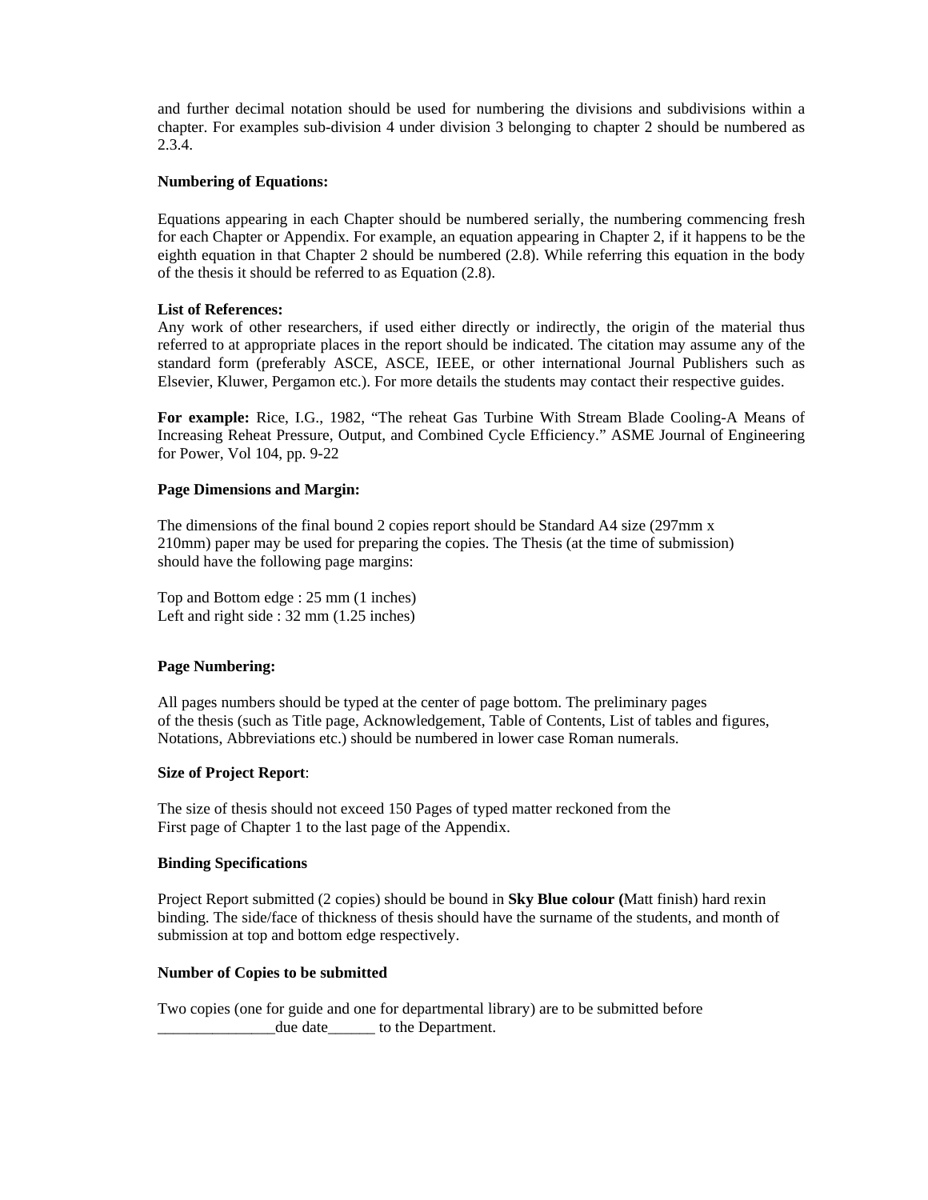and further decimal notation should be used for numbering the divisions and subdivisions within a chapter. For examples sub-division 4 under division 3 belonging to chapter 2 should be numbered as 2.3.4.

**Numbering of Equations:**

Equations appearing in each Chapter should be numbered serially, the numbering commencing fresh for each Chapter or Appendix. For example, an equation appearing in Chapter 2, if it happens to be the eighth equation in that Chapter 2 should be numbered (2.8). While referring this equation in the body of the thesis it should be referred to as Equation (2.8).

**List of References:**
Any work of other researchers, if used either directly or indirectly, the origin of the material thus referred to at appropriate places in the report should be indicated. The citation may assume any of the standard form (preferably ASCE, ASCE, IEEE, or other international Journal Publishers such as Elsevier, Kluwer, Pergamon etc.). For more details the students may contact their respective guides.

**For example:** Rice, I.G., 1982, "The reheat Gas Turbine With Stream Blade Cooling-A Means of Increasing Reheat Pressure, Output, and Combined Cycle Efficiency." ASME Journal of Engineering for Power, Vol 104, pp. 9-22

**Page Dimensions and Margin:**

The dimensions of the final bound 2 copies report should be Standard A4 size (297mm x 210mm) paper may be used for preparing the copies. The Thesis (at the time of submission) should have the following page margins:

Top and Bottom edge : 25 mm (1 inches)
Left and right side : 32 mm (1.25 inches)

**Page Numbering:**

All pages numbers should be typed at the center of page bottom. The preliminary pages of the thesis (such as Title page, Acknowledgement, Table of Contents, List of tables and figures, Notations, Abbreviations etc.) should be numbered in lower case Roman numerals.

**Size of Project Report**:

The size of thesis should not exceed 150 Pages of typed matter reckoned from the First page of Chapter 1 to the last page of the Appendix.

**Binding Specifications**

Project Report submitted (2 copies) should be bound in **Sky Blue colour (**Matt finish) hard rexin binding. The side/face of thickness of thesis should have the surname of the students, and month of submission at top and bottom edge respectively.

**Number of Copies to be submitted**

Two copies (one for guide and one for departmental library) are to be submitted before _______________due date______ to the Department.